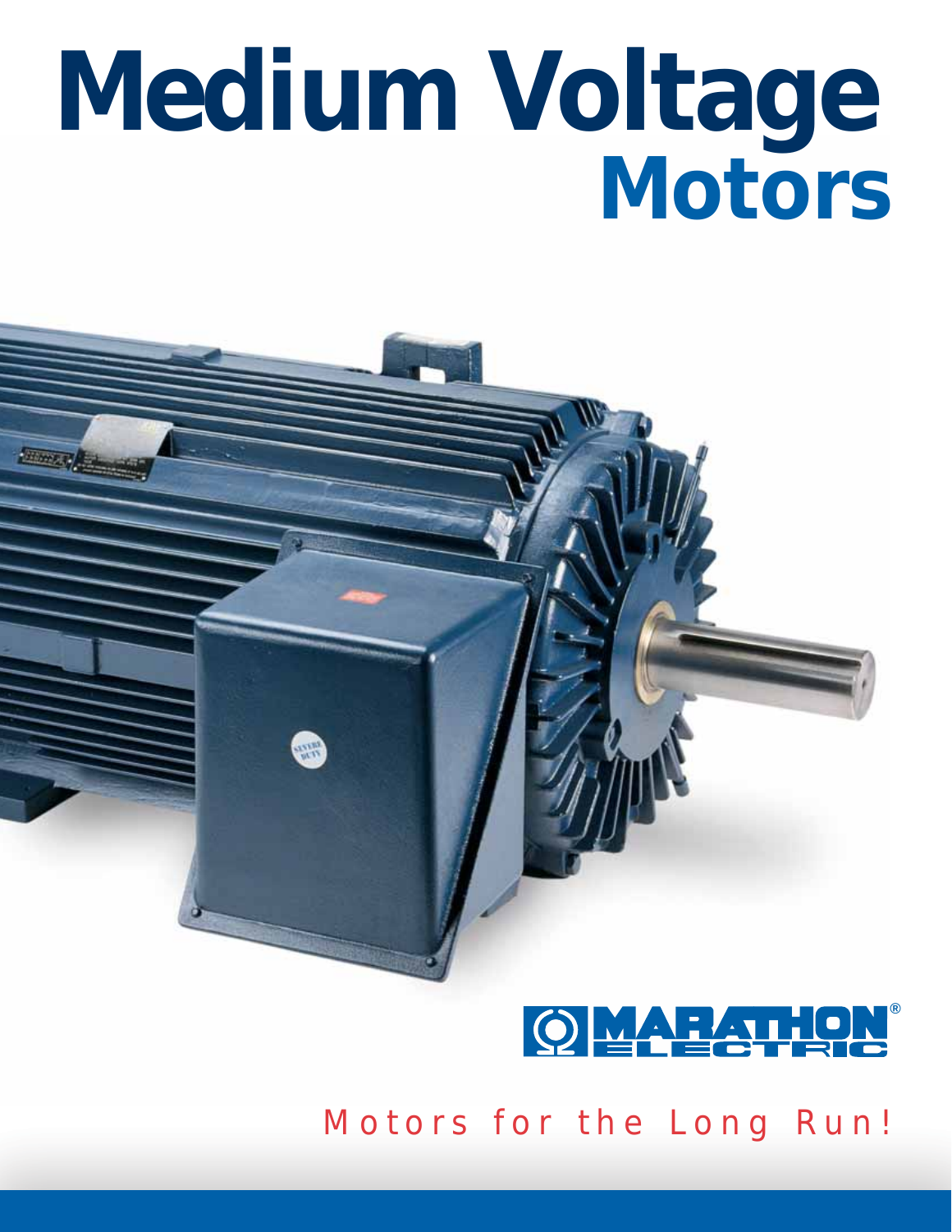# Medium Voltage Motors

MARATHON ELECTRIC®

Motors for the Long Run!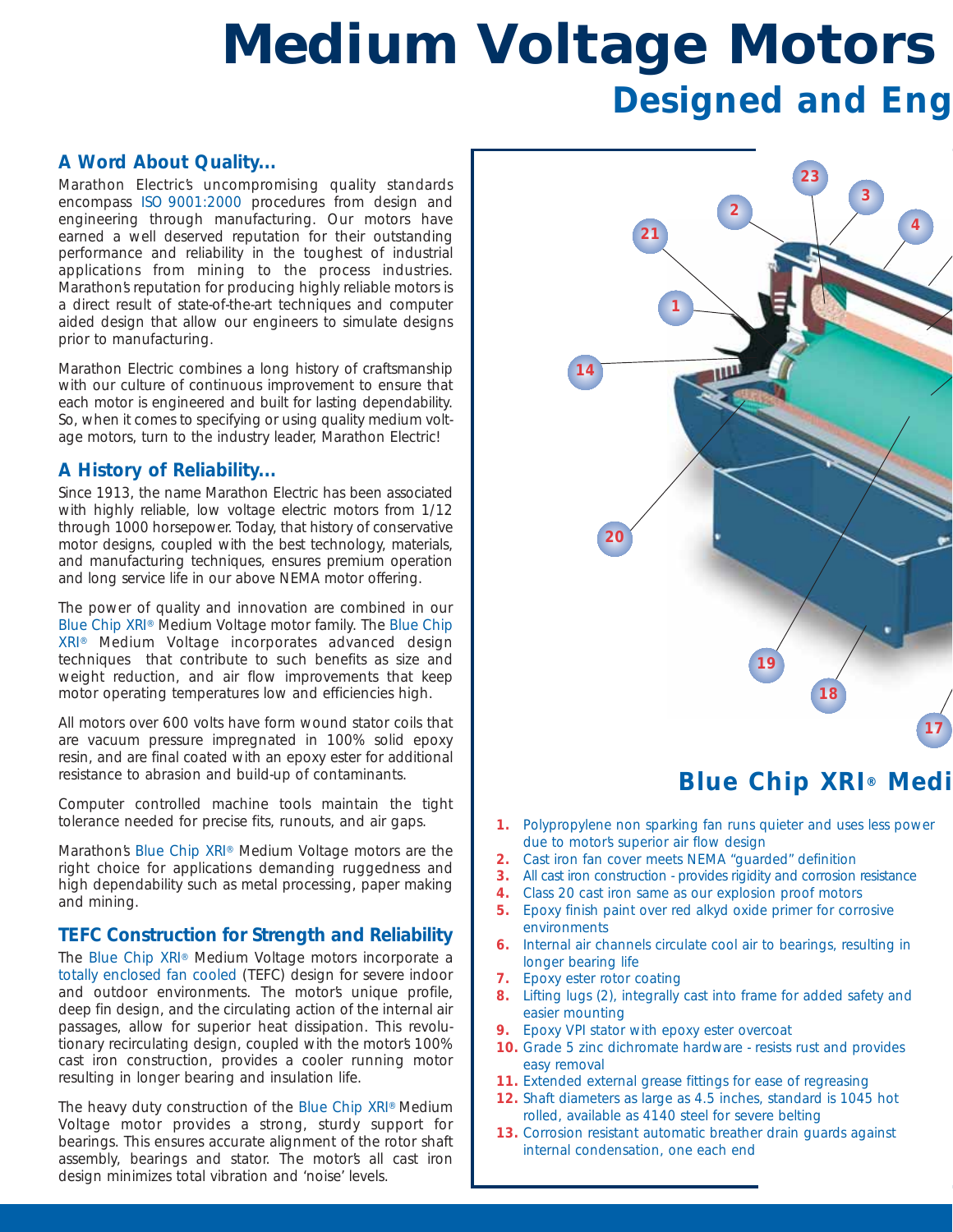# Medium Voltage Motors

## Designed and Eng

### A Word About Quality...

Marathon Electric's uncompromising quality standards encompass ISO 9001:2000 procedures from design and engineering through manufacturing. Our motors have earned a well deserved reputation for their outstanding performance and reliability in the toughest of industrial applications from mining to the process industries. Marathon's reputation for producing highly reliable motors is a direct result of state-of-the-art techniques and computer aided design that allow our engineers to simulate designs prior to manufacturing.

Marathon Electric combines a long history of craftsmanship with our culture of continuous improvement to ensure that each motor is engineered and built for lasting dependability. So, when it comes to specifying or using quality medium voltage motors, turn to the industry leader, Marathon Electric!

### A History of Reliability...

Since 1913, the name Marathon Electric has been associated with highly reliable, low voltage electric motors from 1/12 through 1000 horsepower. Today, that history of conservative motor designs, coupled with the best technology, materials, and manufacturing techniques, ensures premium operation and long service life in our above NEMA motor offering.

The power of quality and innovation are combined in our Blue Chip XRI® Medium Voltage motor family. The Blue Chip XRI® Medium Voltage incorporates advanced design techniques that contribute to such benefits as size and weight reduction, and air flow improvements that keep motor operating temperatures low and efficiencies high.

All motors over 600 volts have form wound stator coils that are vacuum pressure impregnated in 100% solid epoxy resin, and are final coated with an epoxy ester for additional resistance to abrasion and build-up of contaminants.

Computer controlled machine tools maintain the tight tolerance needed for precise fits, runouts, and air gaps.

Marathon's Blue Chip XRI® Medium Voltage motors are the right choice for applications demanding ruggedness and high dependability such as metal processing, paper making and mining.

### TEFC Construction for Strength and Reliability

The Blue Chip XRI® Medium Voltage motors incorporate a totally enclosed fan cooled (TEFC) design for severe indoor and outdoor environments. The motor's unique profile, deep fin design, and the circulating action of the internal air passages, allow for superior heat dissipation. This revolutionary recirculating design, coupled with the motor's 100% cast iron construction, provides a cooler running motor resulting in longer bearing and insulation life.

The heavy duty construction of the Blue Chip XRI® Medium Voltage motor provides a strong, sturdy support for bearings. This ensures accurate alignment of the rotor shaft assembly, bearings and stator. The motor's all cast iron design minimizes total vibration and 'noise' levels.

## Blue Chip XRI® Medi

1. Polypropylene non sparking fan runs quieter and uses less power due to motor's superior air flow design
2. Cast iron fan cover meets NEMA "guarded" definition
3. All cast iron construction - provides rigidity and corrosion resistance
4. Class 20 cast iron same as our explosion proof motors
5. Epoxy finish paint over red alkyd oxide primer for corrosive environments
6. Internal air channels circulate cool air to bearings, resulting in longer bearing life
7. Epoxy ester rotor coating
8. Lifting lugs (2), integrally cast into frame for added safety and easier mounting
9. Epoxy VPI stator with epoxy ester overcoat
10. Grade 5 zinc dichromate hardware - resists rust and provides easy removal
11. Extended external grease fittings for ease of regreasing
12. Shaft diameters as large as 4.5 inches, standard is 1045 hot rolled, available as 4140 steel for severe belting
13. Corrosion resistant automatic breather drain guards against internal condensation, one each end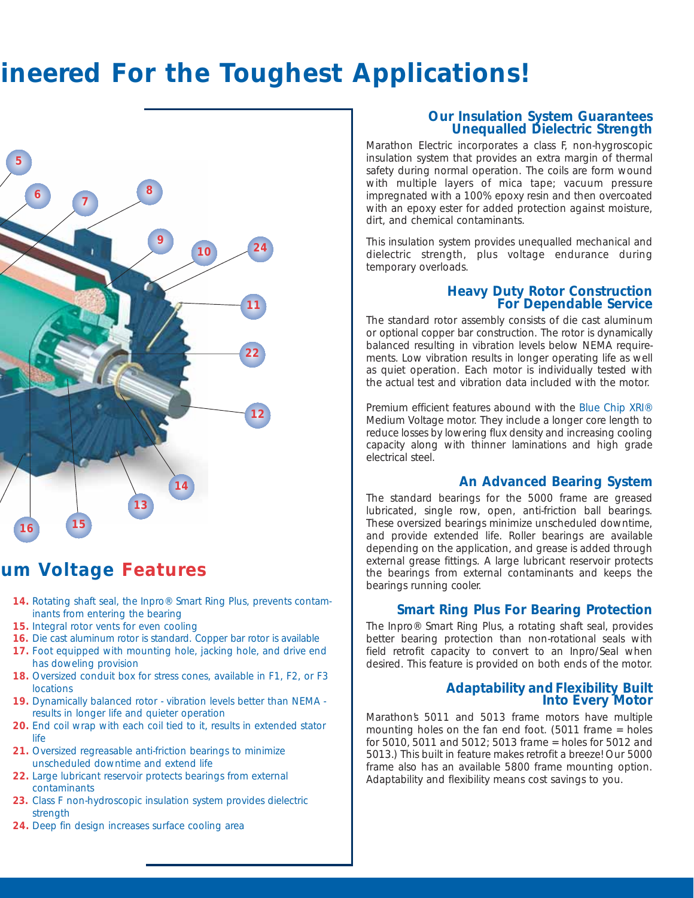# ineered For the Toughest Applications!

## um Voltage Features

**14.** Rotating shaft seal, the Inpro® Smart Ring Plus, prevents contaminants from entering the bearing

**15.** Integral rotor vents for even cooling

**16.** Die cast aluminum rotor is standard. Copper bar rotor is available

**17.** Foot equipped with mounting hole, jacking hole, and drive end has doweling provision

**18.** Oversized conduit box for stress cones, available in F1, F2, or F3 locations

**19.** Dynamically balanced rotor - vibration levels better than NEMA - results in longer life and quieter operation

**20.** End coil wrap with each coil tied to it, results in extended stator life

**21.** Oversized regreasable anti-friction bearings to minimize unscheduled downtime and extend life

**22.** Large lubricant reservoir protects bearings from external contaminants

**23.** Class F non-hydroscopic insulation system provides dielectric strength

**24.** Deep fin design increases surface cooling area

### Our Insulation System Guarantees Unequalled Dielectric Strength

Marathon Electric incorporates a class F, non-hygroscopic insulation system that provides an extra margin of thermal safety during normal operation. The coils are form wound with multiple layers of mica tape; vacuum pressure impregnated with a 100% epoxy resin and then overcoated with an epoxy ester for added protection against moisture, dirt, and chemical contaminants.

This insulation system provides unequalled mechanical and dielectric strength, plus voltage endurance during temporary overloads.

### Heavy Duty Rotor Construction For Dependable Service

The standard rotor assembly consists of die cast aluminum or optional copper bar construction. The rotor is dynamically balanced resulting in vibration levels below NEMA requirements. Low vibration results in longer operating life as well as quiet operation. Each motor is individually tested with the actual test and vibration data included with the motor.

Premium efficient features abound with the Blue Chip XRI® Medium Voltage motor. They include a longer core length to reduce losses by lowering flux density and increasing cooling capacity along with thinner laminations and high grade electrical steel.

### An Advanced Bearing System

The standard bearings for the 5000 frame are greased lubricated, single row, open, anti-friction ball bearings. These oversized bearings minimize unscheduled downtime, and provide extended life. Roller bearings are available depending on the application, and grease is added through external grease fittings. A large lubricant reservoir protects the bearings from external contaminants and keeps the bearings running cooler.

### Smart Ring Plus For Bearing Protection

The Inpro® Smart Ring Plus, a rotating shaft seal, provides better bearing protection than non-rotational seals with field retrofit capacity to convert to an Inpro/Seal when desired. This feature is provided on both ends of the motor.

### Adaptability and Flexibility Built Into Every Motor

Marathon's 5011 and 5013 frame motors have multiple mounting holes on the fan end foot. (5011 frame = holes for 5010, 5011 and 5012; 5013 frame = holes for 5012 and 5013.) This built in feature makes retrofit a breeze! Our 5000 frame also has an available 5800 frame mounting option. Adaptability and flexibility means cost savings to you.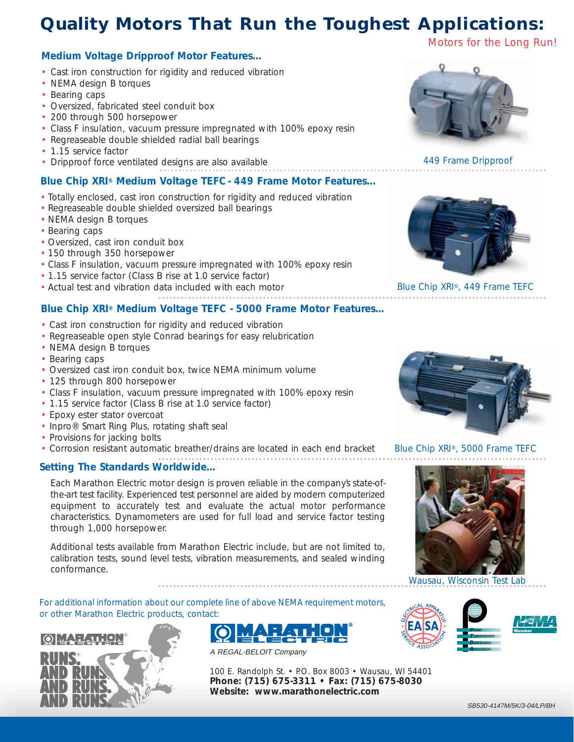# Quality Motors That Run the Toughest Applications:

Motors for the Long Run!

### Medium Voltage Dripproof Motor Features...

- Cast iron construction for rigidity and reduced vibration
- NEMA design B torques
- Bearing caps
- Oversized, fabricated steel conduit box
- 200 through 500 horsepower
- Class F insulation, vacuum pressure impregnated with 100% epoxy resin
- Regreaseable double shielded radial ball bearings
- 1.15 service factor
- Dripproof force ventilated designs are also available

449 Frame Dripproof

### Blue Chip XRI® Medium Voltage TEFC - 449 Frame Motor Features...

- Totally enclosed, cast iron construction for rigidity and reduced vibration
- Regreaseable double shielded oversized ball bearings
- NEMA design B torques
- Bearing caps
- Oversized, cast iron conduit box
- 150 through 350 horsepower
- Class F insulation, vacuum pressure impregnated with 100% epoxy resin
- 1.15 service factor (Class B rise at 1.0 service factor)
- Actual test and vibration data included with each motor

Blue Chip XRI®, 449 Frame TEFC

### Blue Chip XRI® Medium Voltage TEFC - 5000 Frame Motor Features...

- Cast iron construction for rigidity and reduced vibration
- Regreaseable open style Conrad bearings for easy relubrication
- NEMA design B torques
- Bearing caps
- Oversized cast iron conduit box, twice NEMA minimum volume
- 125 through 800 horsepower
- Class F insulation, vacuum pressure impregnated with 100% epoxy resin
- 1.15 service factor (Class B rise at 1.0 service factor)
- Epoxy ester stator overcoat
- Inpro® Smart Ring Plus, rotating shaft seal
- Provisions for jacking bolts
- Corrosion resistant automatic breather/drains are located in each end bracket

Blue Chip XRI®, 5000 Frame TEFC

### Setting The Standards Worldwide...

Each Marathon Electric motor design is proven reliable in the company's state-of-the-art test facility. Experienced test personnel are aided by modern computerized equipment to accurately test and evaluate the actual motor performance characteristics. Dynamometers are used for full load and service factor testing through 1,000 horsepower.

Additional tests available from Marathon Electric include, but are not limited to, calibration tests, sound level tests, vibration measurements, and sealed winding conformance.

Wausau, Wisconsin Test Lab

*For additional information about our complete line of above NEMA requirement motors, or other Marathon Electric products, contact:*

MARATHON® ELECTRIC

RUNS.® AND RUNS AND RUNS. AND RUNS.

MARATHON® ELECTRIC

*A REGAL-BELOIT Company*

100 E. Randolph St. • P.O. Box 8003 • Wausau, WI 54401
**Phone: (715) 675-3311 • Fax: (715) 675-8030**
**Website: www.marathonelectric.com**

EASA Electrical Apparatus Service Association

Power Transmission Distributors Association

NEMA Member

SB530-4147M/5K/3-04/LP/BH